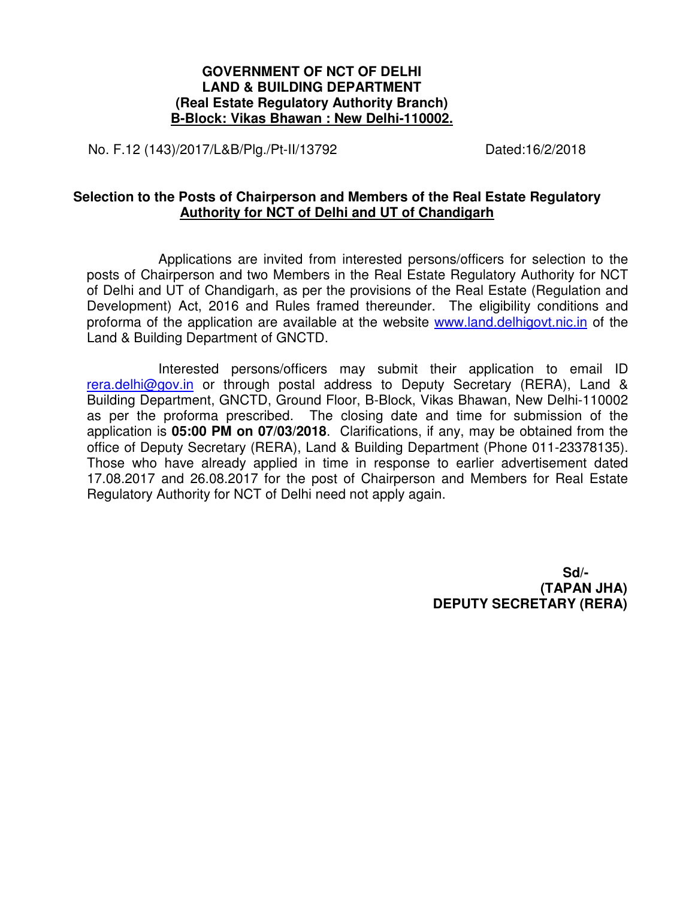**GOVERNMENT OF NCT OF DELHI**
**LAND & BUILDING DEPARTMENT**
**(Real Estate Regulatory Authority Branch)**
**B-Block: Vikas Bhawan : New Delhi-110002.**

No. F.12 (143)/2017/L&B/Plg./Pt-II/13792 Dated:16/2/2018

## Selection to the Posts of Chairperson and Members of the Real Estate Regulatory Authority for NCT of Delhi and UT of Chandigarh

Applications are invited from interested persons/officers for selection to the posts of Chairperson and two Members in the Real Estate Regulatory Authority for NCT of Delhi and UT of Chandigarh, as per the provisions of the Real Estate (Regulation and Development) Act, 2016 and Rules framed thereunder. The eligibility conditions and proforma of the application are available at the website www.land.delhigovt.nic.in of the Land & Building Department of GNCTD.

Interested persons/officers may submit their application to email ID rera.delhi@gov.in or through postal address to Deputy Secretary (RERA), Land & Building Department, GNCTD, Ground Floor, B-Block, Vikas Bhawan, New Delhi-110002 as per the proforma prescribed. The closing date and time for submission of the application is **05:00 PM on 07/03/2018**. Clarifications, if any, may be obtained from the office of Deputy Secretary (RERA), Land & Building Department (Phone 011-23378135). Those who have already applied in time in response to earlier advertisement dated 17.08.2017 and 26.08.2017 for the post of Chairperson and Members for Real Estate Regulatory Authority for NCT of Delhi need not apply again.

**Sd/-**
**(TAPAN JHA)**
**DEPUTY SECRETARY (RERA)**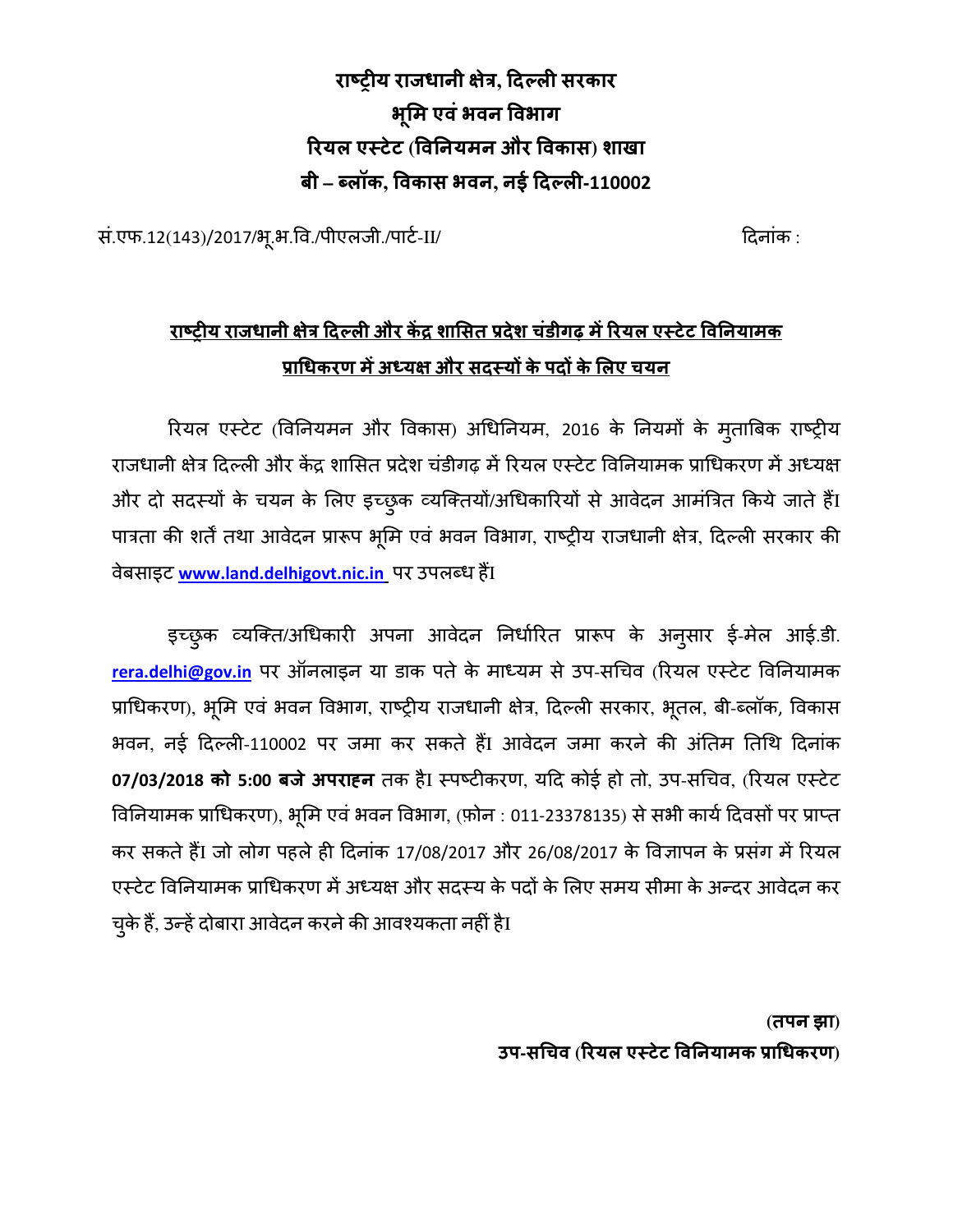**राष्ट्रीय राजधानी क्षेत्र, दिल्ली सरकार**
**भूमि एवं भवन विभाग**
**रियल एस्टेट (विनियमन और विकास) शाखा**
**बी – ब्लॉक, विकास भवन, नई दिल्ली-110002**

सं.एफ.12(143)/2017/भू.भ.वि./पीएलजी./पार्ट-II/ दिनांक :

**<u>राष्ट्रीय राजधानी क्षेत्र दिल्ली और केंद्र शासित प्रदेश चंडीगढ़ में रियल एस्टेट विनियामक प्राधिकरण में अध्यक्ष और सदस्यों के पदों के लिए चयन</u>**

रियल एस्टेट (विनियमन और विकास) अधिनियम, 2016 के नियमों के मुताबिक राष्ट्रीय राजधानी क्षेत्र दिल्ली और केंद्र शासित प्रदेश चंडीगढ़ में रियल एस्टेट विनियामक प्राधिकरण में अध्यक्ष और दो सदस्यों के चयन के लिए इच्छुक व्यक्तियों/अधिकारियों से आवेदन आमंत्रित किये जाते हैं। पात्रता की शर्तें तथा आवेदन प्रारूप भूमि एवं भवन विभाग, राष्ट्रीय राजधानी क्षेत्र, दिल्ली सरकार की वेबसाइट **www.land.delhigovt.nic.in** पर उपलब्ध हैं।

इच्छुक व्यक्ति/अधिकारी अपना आवेदन निर्धारित प्रारूप के अनुसार ई-मेल आई.डी. **rera.delhi@gov.in** पर ऑनलाइन या डाक पते के माध्यम से उप-सचिव (रियल एस्टेट विनियामक प्राधिकरण), भूमि एवं भवन विभाग, राष्ट्रीय राजधानी क्षेत्र, दिल्ली सरकार, भूतल, बी-ब्लॉक, विकास भवन, नई दिल्ली-110002 पर जमा कर सकते हैं। आवेदन जमा करने की अंतिम तिथि दिनांक **07/03/2018 को 5:00 बजे अपराह्न** तक है। स्पष्टीकरण, यदि कोई हो तो, उप-सचिव, (रियल एस्टेट विनियामक प्राधिकरण), भूमि एवं भवन विभाग, (फ़ोन : 011-23378135) से सभी कार्य दिवसों पर प्राप्त कर सकते हैं। जो लोग पहले ही दिनांक 17/08/2017 और 26/08/2017 के विज्ञापन के प्रसंग में रियल एस्टेट विनियामक प्राधिकरण में अध्यक्ष और सदस्य के पदों के लिए समय सीमा के अन्दर आवेदन कर चुके हैं, उन्हें दोबारा आवेदन करने की आवश्यकता नहीं है।

**(तपन झा)**
**उप-सचिव (रियल एस्टेट विनियामक प्राधिकरण)**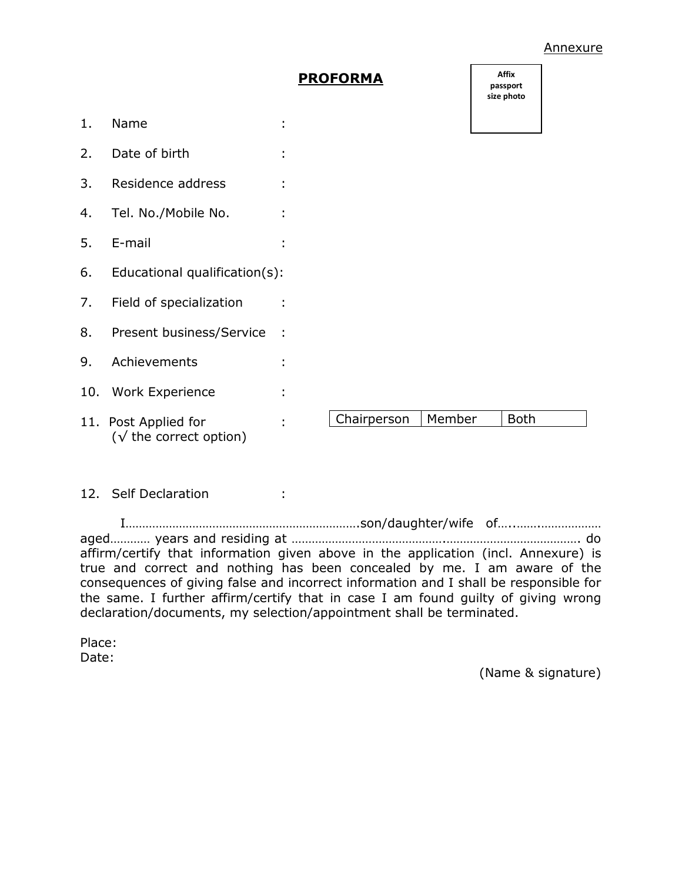Annexure

# PROFORMA

Affix passport size photo

1. Name :
2. Date of birth :
3. Residence address :
4. Tel. No./Mobile No. :
5. E-mail :
6. Educational qualification(s):
7. Field of specialization :
8. Present business/Service :
9. Achievements :
10. Work Experience :
11. Post Applied for : (√ the correct option)

| Chairperson | Member | Both |
|---|---|---|

12. Self Declaration :

I…………………………………………………………….son/daughter/wife of…..…….……………… aged………… years and residing at ……………………………….……………………………….. do affirm/certify that information given above in the application (incl. Annexure) is true and correct and nothing has been concealed by me. I am aware of the consequences of giving false and incorrect information and I shall be responsible for the same. I further affirm/certify that in case I am found guilty of giving wrong declaration/documents, my selection/appointment shall be terminated.

Place:
Date:

(Name & signature)